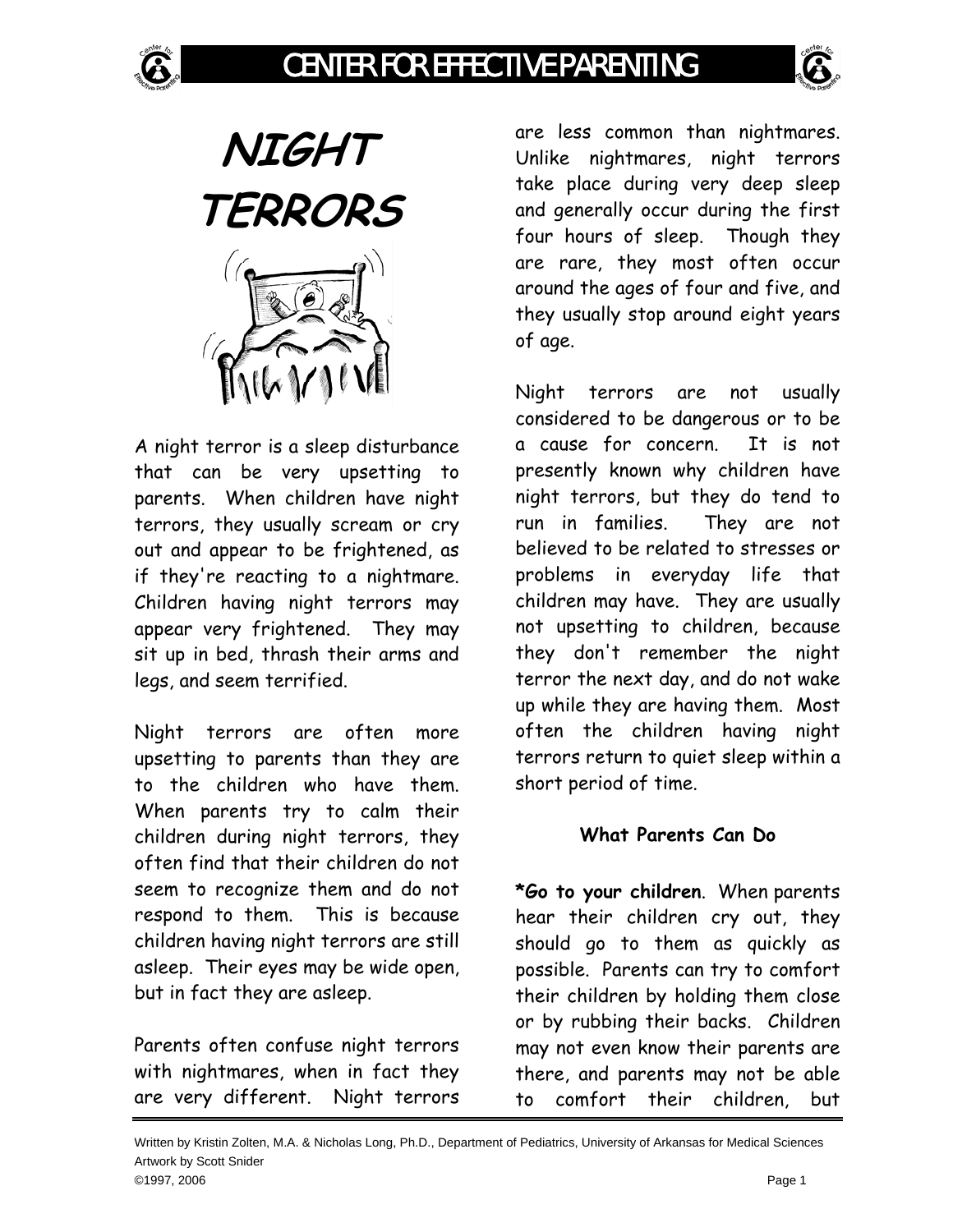# NIGHT TERRORS

A night terror is a sleep disturbance that can be very upsetting to parents. When children have night terrors, they usually scream or cry out and appear to be frightened, as if they're reacting to a nightmare. Children having night terrors may appear very frightened. They may sit up in bed, thrash their arms and legs, and seem terrified.

Night terrors are often more upsetting to parents than they are to the children who have them. When parents try to calm their children during night terrors, they often find that their children do not seem to recognize them and do not respond to them. This is because children having night terrors are still asleep. Their eyes may be wide open, but in fact they are asleep.

Parents often confuse night terrors with nightmares, when in fact they are very different. Night terrors are less common than nightmares. Unlike nightmares, night terrors take place during very deep sleep and generally occur during the first four hours of sleep. Though they are rare, they most often occur around the ages of four and five, and they usually stop around eight years of age.

Night terrors are not usually considered to be dangerous or to be a cause for concern. It is not presently known why children have night terrors, but they do tend to run in families. They are not believed to be related to stresses or problems in everyday life that children may have. They are usually not upsetting to children, because they don't remember the night terror the next day, and do not wake up while they are having them. Most often the children having night terrors return to quiet sleep within a short period of time.

### What Parents Can Do

***Go to your children**. When parents hear their children cry out, they should go to them as quickly as possible. Parents can try to comfort their children by holding them close or by rubbing their backs. Children may not even know their parents are there, and parents may not be able to comfort their children, but

Written by Kristin Zolten, M.A. & Nicholas Long, Ph.D., Department of Pediatrics, University of Arkansas for Medical Sciences
Artwork by Scott Snider
©1997, 2006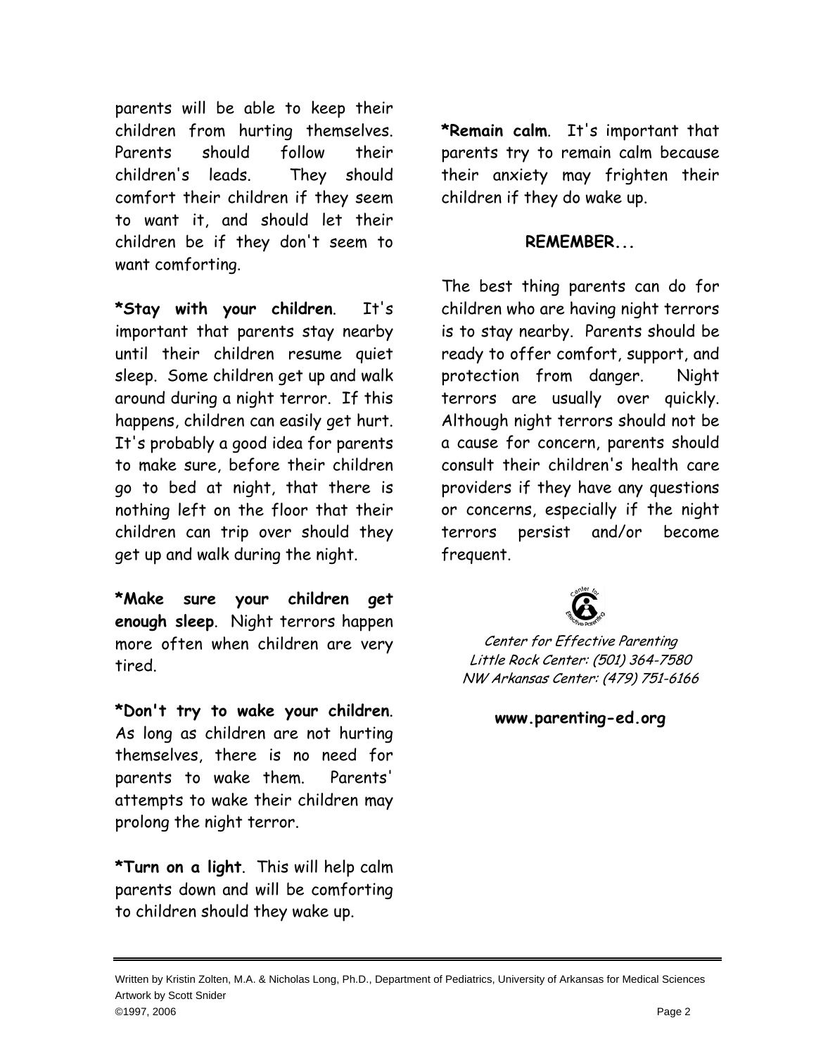parents will be able to keep their children from hurting themselves. Parents should follow their children's leads. They should comfort their children if they seem to want it, and should let their children be if they don't seem to want comforting.

***Stay with your children**. It's important that parents stay nearby until their children resume quiet sleep. Some children get up and walk around during a night terror. If this happens, children can easily get hurt. It's probably a good idea for parents to make sure, before their children go to bed at night, that there is nothing left on the floor that their children can trip over should they get up and walk during the night.

***Make sure your children get enough sleep**. Night terrors happen more often when children are very tired.

***Don't try to wake your children**. As long as children are not hurting themselves, there is no need for parents to wake them. Parents' attempts to wake their children may prolong the night terror.

***Turn on a light**. This will help calm parents down and will be comforting to children should they wake up.

***Remain calm**. It's important that parents try to remain calm because their anxiety may frighten their children if they do wake up.

## REMEMBER...

The best thing parents can do for children who are having night terrors is to stay nearby. Parents should be ready to offer comfort, support, and protection from danger. Night terrors are usually over quickly. Although night terrors should not be a cause for concern, parents should consult their children's health care providers if they have any questions or concerns, especially if the night terrors persist and/or become frequent.

*Center for Effective Parenting*
*Little Rock Center: (501) 364-7580*
*NW Arkansas Center: (479) 751-6166*

**www.parenting-ed.org**

Written by Kristin Zolten, M.A. & Nicholas Long, Ph.D., Department of Pediatrics, University of Arkansas for Medical Sciences
Artwork by Scott Snider
©1997, 2006